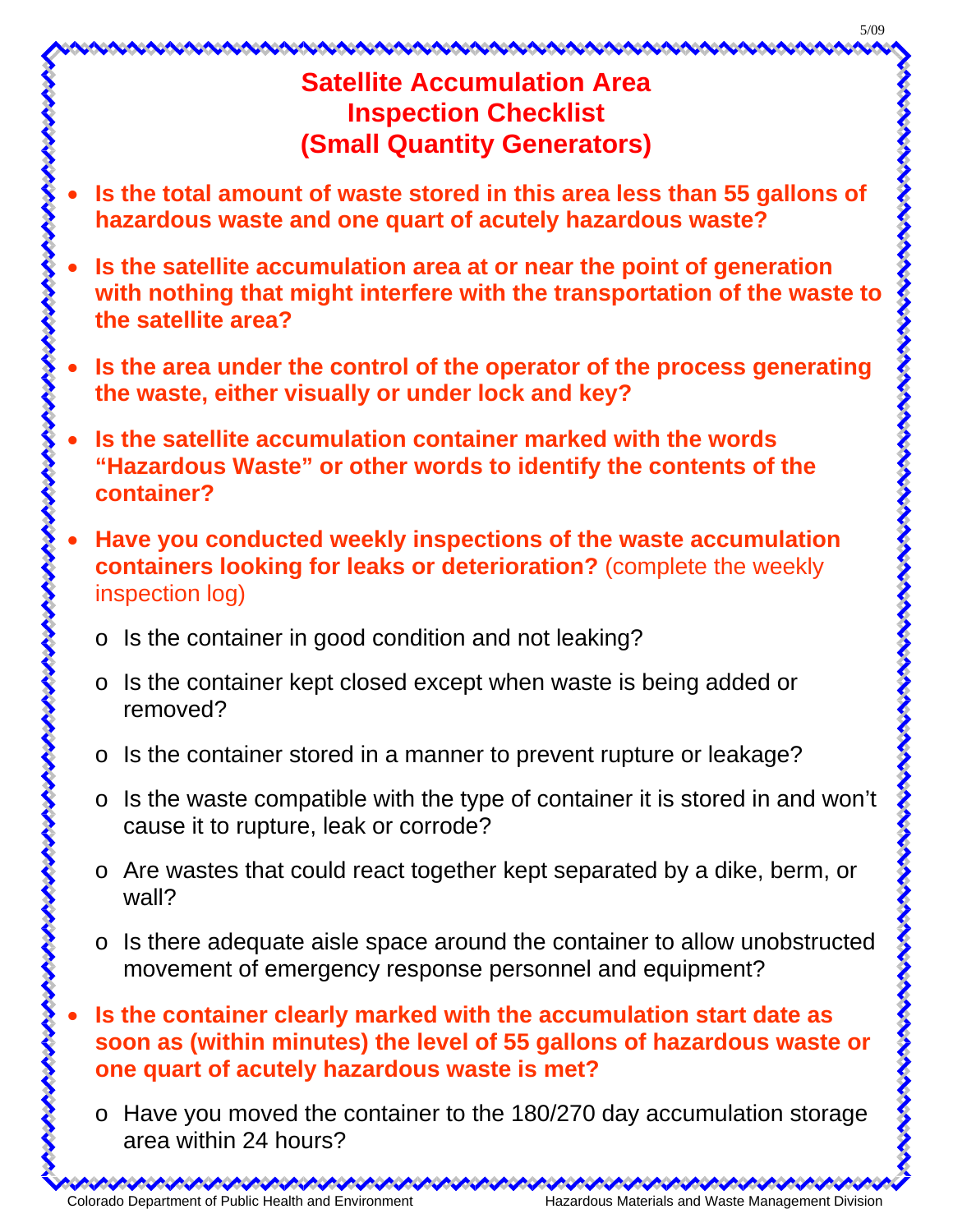# Satellite Accumulation Area Inspection Checklist (Small Quantity Generators)

- **Is the total amount of waste stored in this area less than 55 gallons of hazardous waste and one quart of acutely hazardous waste?**
- **Is the satellite accumulation area at or near the point of generation with nothing that might interfere with the transportation of the waste to the satellite area?**
- **Is the area under the control of the operator of the process generating the waste, either visually or under lock and key?**
- **Is the satellite accumulation container marked with the words "Hazardous Waste" or other words to identify the contents of the container?**
- **Have you conducted weekly inspections of the waste accumulation containers looking for leaks or deterioration?** (complete the weekly inspection log)
  - Is the container in good condition and not leaking?
  - Is the container kept closed except when waste is being added or removed?
  - Is the container stored in a manner to prevent rupture or leakage?
  - Is the waste compatible with the type of container it is stored in and won't cause it to rupture, leak or corrode?
  - Are wastes that could react together kept separated by a dike, berm, or wall?
  - Is there adequate aisle space around the container to allow unobstructed movement of emergency response personnel and equipment?
- **Is the container clearly marked with the accumulation start date as soon as (within minutes) the level of 55 gallons of hazardous waste or one quart of acutely hazardous waste is met?**
  - Have you moved the container to the 180/270 day accumulation storage area within 24 hours?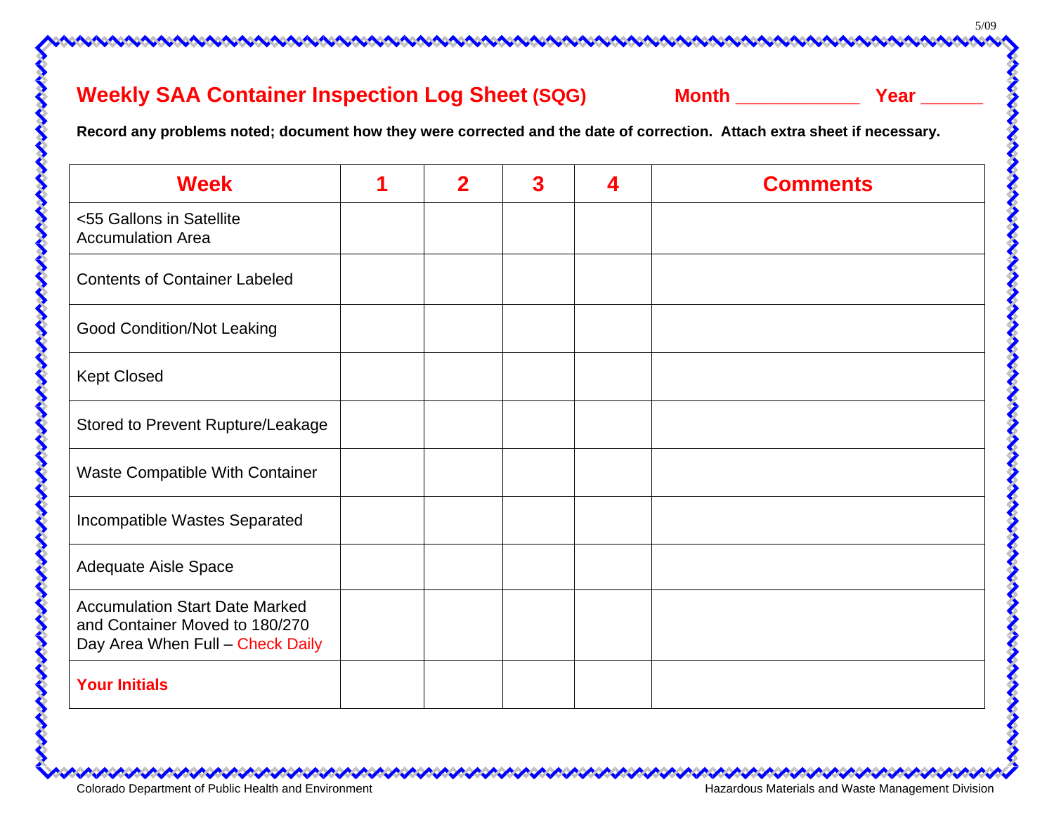# Weekly SAA Container Inspection Log Sheet (SQG)

**Month ____________ Year ______**

**Record any problems noted; document how they were corrected and the date of correction. Attach extra sheet if necessary.**

| Week | 1 | 2 | 3 | 4 | Comments |
|---|---|---|---|---|---|
| <55 Gallons in Satellite Accumulation Area | | | | | |
| Contents of Container Labeled | | | | | |
| Good Condition/Not Leaking | | | | | |
| Kept Closed | | | | | |
| Stored to Prevent Rupture/Leakage | | | | | |
| Waste Compatible With Container | | | | | |
| Incompatible Wastes Separated | | | | | |
| Adequate Aisle Space | | | | | |
| Accumulation Start Date Marked and Container Moved to 180/270 Day Area When Full – Check Daily | | | | | |
| **Your Initials** | | | | | |

Colorado Department of Public Health and Environment

Hazardous Materials and Waste Management Division